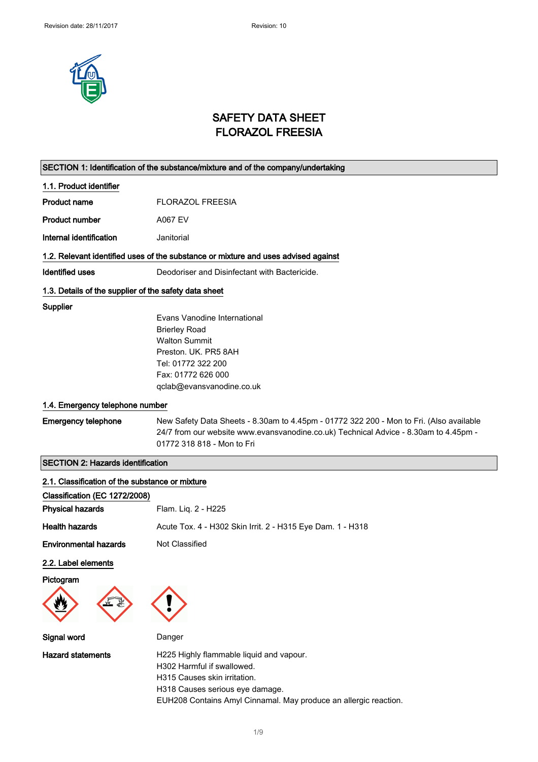# SAFETY DATA SHEET
# FLORAZOL FREESIA

## SECTION 1: Identification of the substance/mixture and of the company/undertaking

### 1.1. Product identifier

| | |
|---|---|
| **Product name** | FLORAZOL FREESIA |
| **Product number** | A067 EV |
| **Internal identification** | Janitorial |

### 1.2. Relevant identified uses of the substance or mixture and uses advised against

| | |
|---|---|
| **Identified uses** | Deodoriser and Disinfectant with Bactericide. |

### 1.3. Details of the supplier of the safety data sheet

**Supplier**

Evans Vanodine International
Brierley Road
Walton Summit
Preston. UK. PR5 8AH
Tel: 01772 322 200
Fax: 01772 626 000
qclab@evansvanodine.co.uk

### 1.4. Emergency telephone number

| | |
|---|---|
| **Emergency telephone** | New Safety Data Sheets - 8.30am to 4.45pm - 01772 322 200 - Mon to Fri. (Also available 24/7 from our website www.evansvanodine.co.uk) Technical Advice - 8.30am to 4.45pm - 01772 318 818 - Mon to Fri |

## SECTION 2: Hazards identification

### 2.1. Classification of the substance or mixture

**Classification (EC 1272/2008)**

| | |
|---|---|
| **Physical hazards** | Flam. Liq. 2 - H225 |
| **Health hazards** | Acute Tox. 4 - H302 Skin Irrit. 2 - H315 Eye Dam. 1 - H318 |
| **Environmental hazards** | Not Classified |

### 2.2. Label elements

**Pictogram**

| | |
|---|---|
| **Signal word** | Danger |
| **Hazard statements** | H225 Highly flammable liquid and vapour.<br>H302 Harmful if swallowed.<br>H315 Causes skin irritation.<br>H318 Causes serious eye damage.<br>EUH208 Contains Amyl Cinnamal. May produce an allergic reaction. |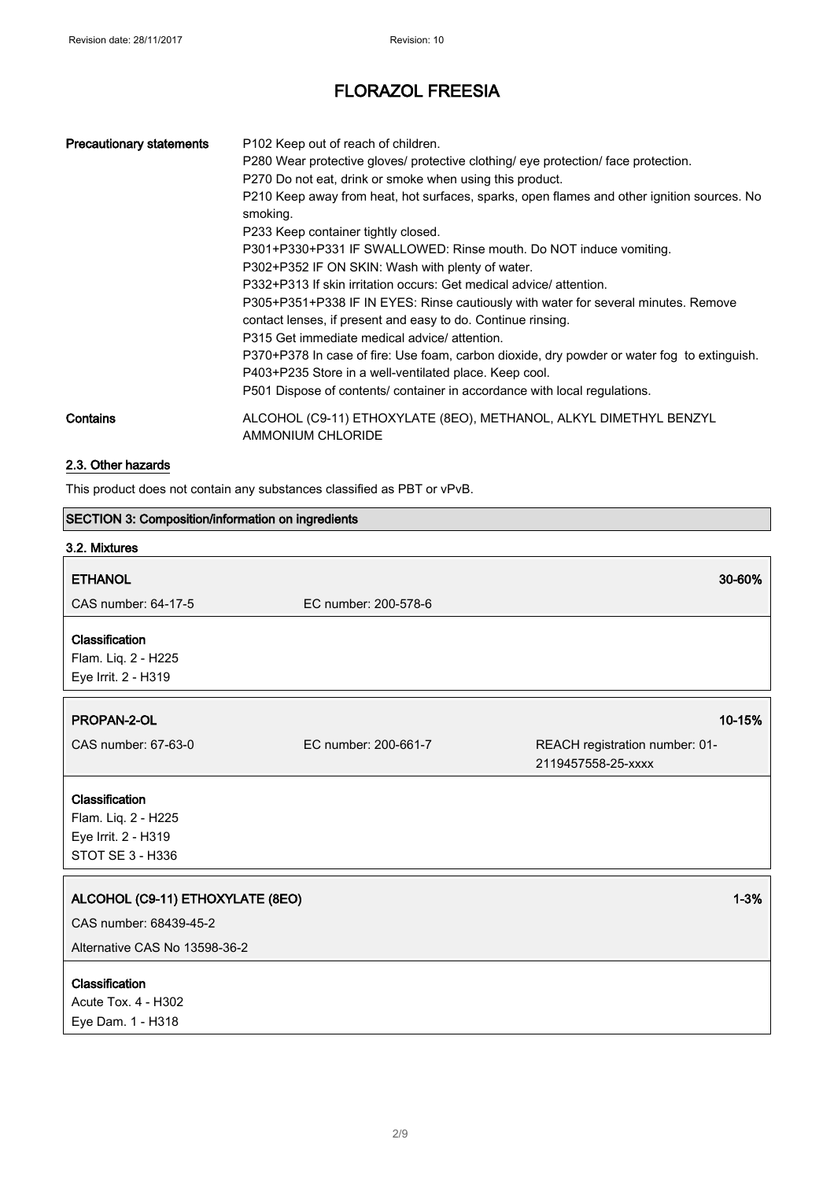| Precautionary statements | P102 Keep out of reach of children.<br>P280 Wear protective gloves/ protective clothing/ eye protection/ face protection.<br>P270 Do not eat, drink or smoke when using this product.<br>P210 Keep away from heat, hot surfaces, sparks, open flames and other ignition sources. No smoking.<br>P233 Keep container tightly closed.<br>P301+P330+P331 IF SWALLOWED: Rinse mouth. Do NOT induce vomiting.<br>P302+P352 IF ON SKIN: Wash with plenty of water.<br>P332+P313 If skin irritation occurs: Get medical advice/ attention.<br>P305+P351+P338 IF IN EYES: Rinse cautiously with water for several minutes. Remove contact lenses, if present and easy to do. Continue rinsing.<br>P315 Get immediate medical advice/ attention.<br>P370+P378 In case of fire: Use foam, carbon dioxide, dry powder or water fog to extinguish.<br>P403+P235 Store in a well-ventilated place. Keep cool.<br>P501 Dispose of contents/ container in accordance with local regulations. |
|---|---|
| Contains | ALCOHOL (C9-11) ETHOXYLATE (8EO), METHANOL, ALKYL DIMETHYL BENZYL AMMONIUM CHLORIDE |

### 2.3. Other hazards

This product does not contain any substances classified as PBT or vPvB.

## SECTION 3: Composition/information on ingredients

### 3.2. Mixtures

**ETHANOL** — 30-60%

CAS number: 64-17-5 | EC number: 200-578-6

**Classification**
Flam. Liq. 2 - H225
Eye Irrit. 2 - H319

**PROPAN-2-OL** — 10-15%

CAS number: 67-63-0 | EC number: 200-661-7 | REACH registration number: 01-2119457558-25-xxxx

**Classification**
Flam. Liq. 2 - H225
Eye Irrit. 2 - H319
STOT SE 3 - H336

**ALCOHOL (C9-11) ETHOXYLATE (8EO)** — 1-3%

CAS number: 68439-45-2

Alternative CAS No 13598-36-2

**Classification**
Acute Tox. 4 - H302
Eye Dam. 1 - H318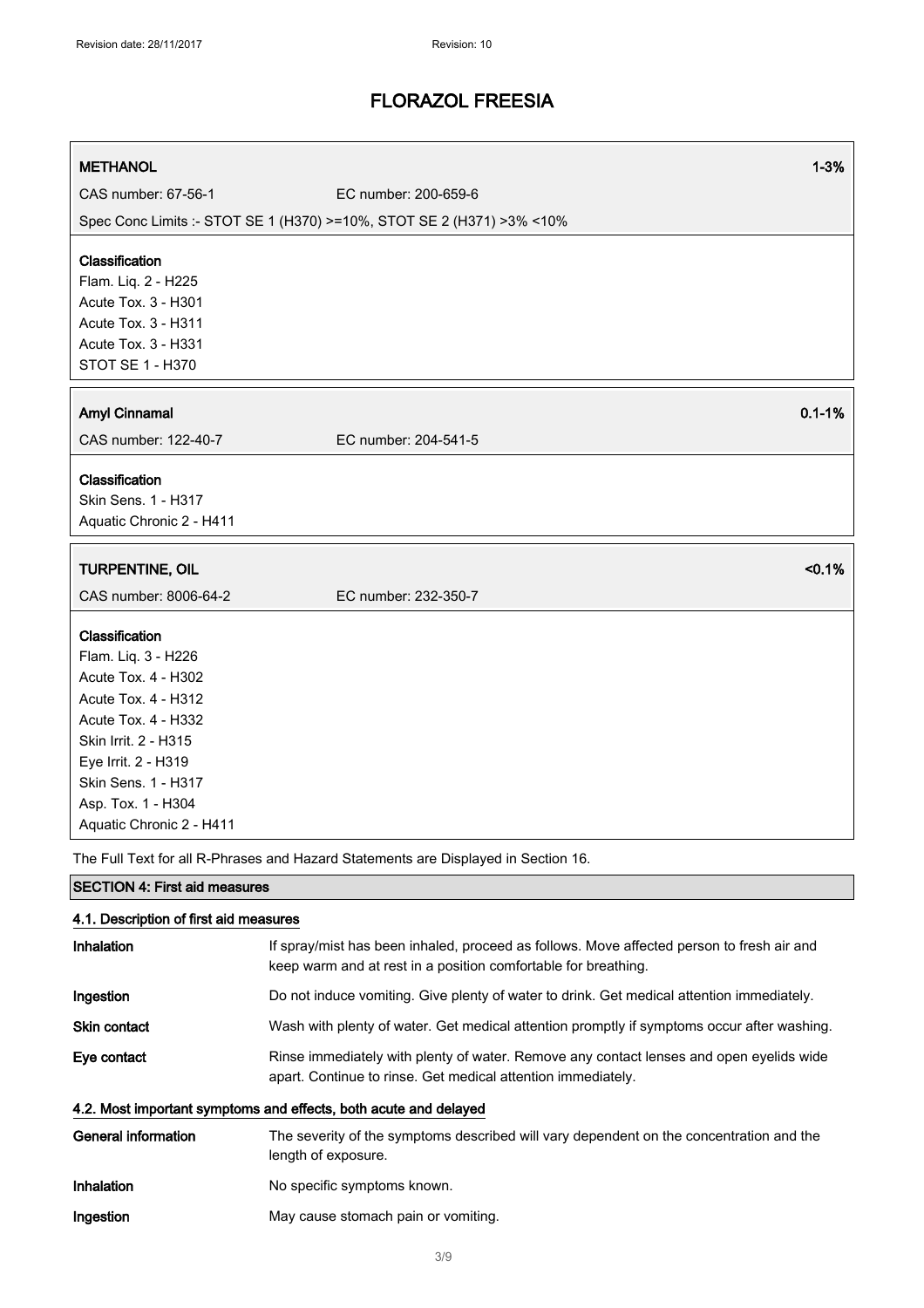| **METHANOL** | | **1-3%** |
|---|---|---|
| CAS number: 67-56-1 | EC number: 200-659-6 | |
| Spec Conc Limits :- STOT SE 1 (H370) >=10%, STOT SE 2 (H371) >3% <10% | | |

**Classification**
Flam. Liq. 2 - H225
Acute Tox. 3 - H301
Acute Tox. 3 - H311
Acute Tox. 3 - H331
STOT SE 1 - H370

| **Amyl Cinnamal** | | **0.1-1%** |
|---|---|---|
| CAS number: 122-40-7 | EC number: 204-541-5 | |

**Classification**
Skin Sens. 1 - H317
Aquatic Chronic 2 - H411

| **TURPENTINE, OIL** | | **<0.1%** |
|---|---|---|
| CAS number: 8006-64-2 | EC number: 232-350-7 | |

**Classification**
Flam. Liq. 3 - H226
Acute Tox. 4 - H302
Acute Tox. 4 - H312
Acute Tox. 4 - H332
Skin Irrit. 2 - H315
Eye Irrit. 2 - H319
Skin Sens. 1 - H317
Asp. Tox. 1 - H304
Aquatic Chronic 2 - H411

The Full Text for all R-Phrases and Hazard Statements are Displayed in Section 16.

## SECTION 4: First aid measures

### 4.1. Description of first aid measures

**Inhalation** If spray/mist has been inhaled, proceed as follows. Move affected person to fresh air and keep warm and at rest in a position comfortable for breathing.

**Ingestion** Do not induce vomiting. Give plenty of water to drink. Get medical attention immediately.

**Skin contact** Wash with plenty of water. Get medical attention promptly if symptoms occur after washing.

**Eye contact** Rinse immediately with plenty of water. Remove any contact lenses and open eyelids wide apart. Continue to rinse. Get medical attention immediately.

### 4.2. Most important symptoms and effects, both acute and delayed

**General information** The severity of the symptoms described will vary dependent on the concentration and the length of exposure.

**Inhalation** No specific symptoms known.

**Ingestion** May cause stomach pain or vomiting.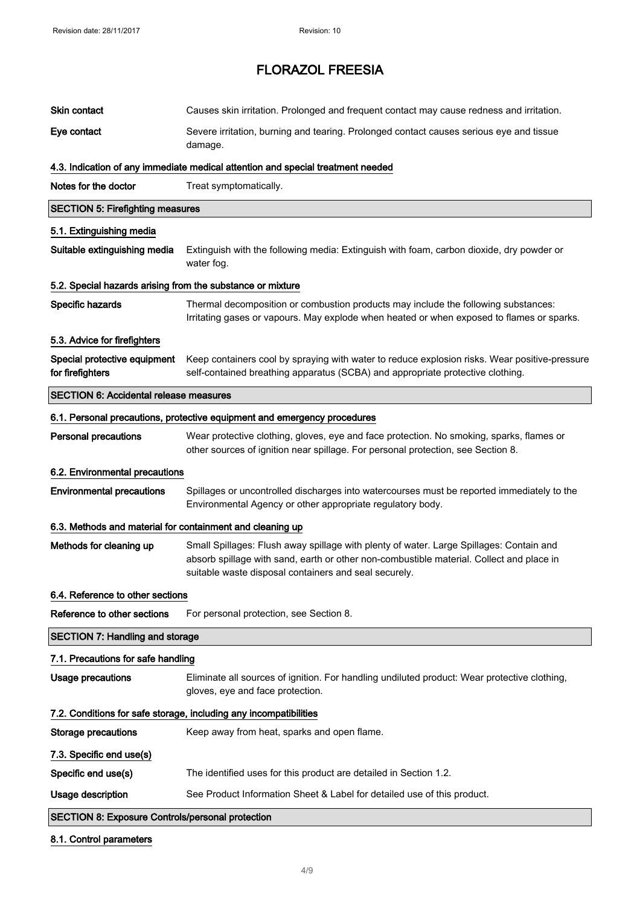| | |
|---|---|
| **Skin contact** | Causes skin irritation. Prolonged and frequent contact may cause redness and irritation. |
| **Eye contact** | Severe irritation, burning and tearing. Prolonged contact causes serious eye and tissue damage. |

### 4.3. Indication of any immediate medical attention and special treatment needed

| | |
|---|---|
| **Notes for the doctor** | Treat symptomatically. |

## SECTION 5: Firefighting measures

### 5.1. Extinguishing media

| | |
|---|---|
| **Suitable extinguishing media** | Extinguish with the following media: Extinguish with foam, carbon dioxide, dry powder or water fog. |

### 5.2. Special hazards arising from the substance or mixture

| | |
|---|---|
| **Specific hazards** | Thermal decomposition or combustion products may include the following substances: Irritating gases or vapours. May explode when heated or when exposed to flames or sparks. |

### 5.3. Advice for firefighters

| | |
|---|---|
| **Special protective equipment for firefighters** | Keep containers cool by spraying with water to reduce explosion risks. Wear positive-pressure self-contained breathing apparatus (SCBA) and appropriate protective clothing. |

## SECTION 6: Accidental release measures

### 6.1. Personal precautions, protective equipment and emergency procedures

| | |
|---|---|
| **Personal precautions** | Wear protective clothing, gloves, eye and face protection. No smoking, sparks, flames or other sources of ignition near spillage. For personal protection, see Section 8. |

### 6.2. Environmental precautions

| | |
|---|---|
| **Environmental precautions** | Spillages or uncontrolled discharges into watercourses must be reported immediately to the Environmental Agency or other appropriate regulatory body. |

### 6.3. Methods and material for containment and cleaning up

| | |
|---|---|
| **Methods for cleaning up** | Small Spillages: Flush away spillage with plenty of water. Large Spillages: Contain and absorb spillage with sand, earth or other non-combustible material. Collect and place in suitable waste disposal containers and seal securely. |

### 6.4. Reference to other sections

| | |
|---|---|
| **Reference to other sections** | For personal protection, see Section 8. |

## SECTION 7: Handling and storage

### 7.1. Precautions for safe handling

| | |
|---|---|
| **Usage precautions** | Eliminate all sources of ignition. For handling undiluted product: Wear protective clothing, gloves, eye and face protection. |

### 7.2. Conditions for safe storage, including any incompatibilities

| | |
|---|---|
| **Storage precautions** | Keep away from heat, sparks and open flame. |

### 7.3. Specific end use(s)

| | |
|---|---|
| **Specific end use(s)** | The identified uses for this product are detailed in Section 1.2. |
| **Usage description** | See Product Information Sheet & Label for detailed use of this product. |

## SECTION 8: Exposure Controls/personal protection

### 8.1. Control parameters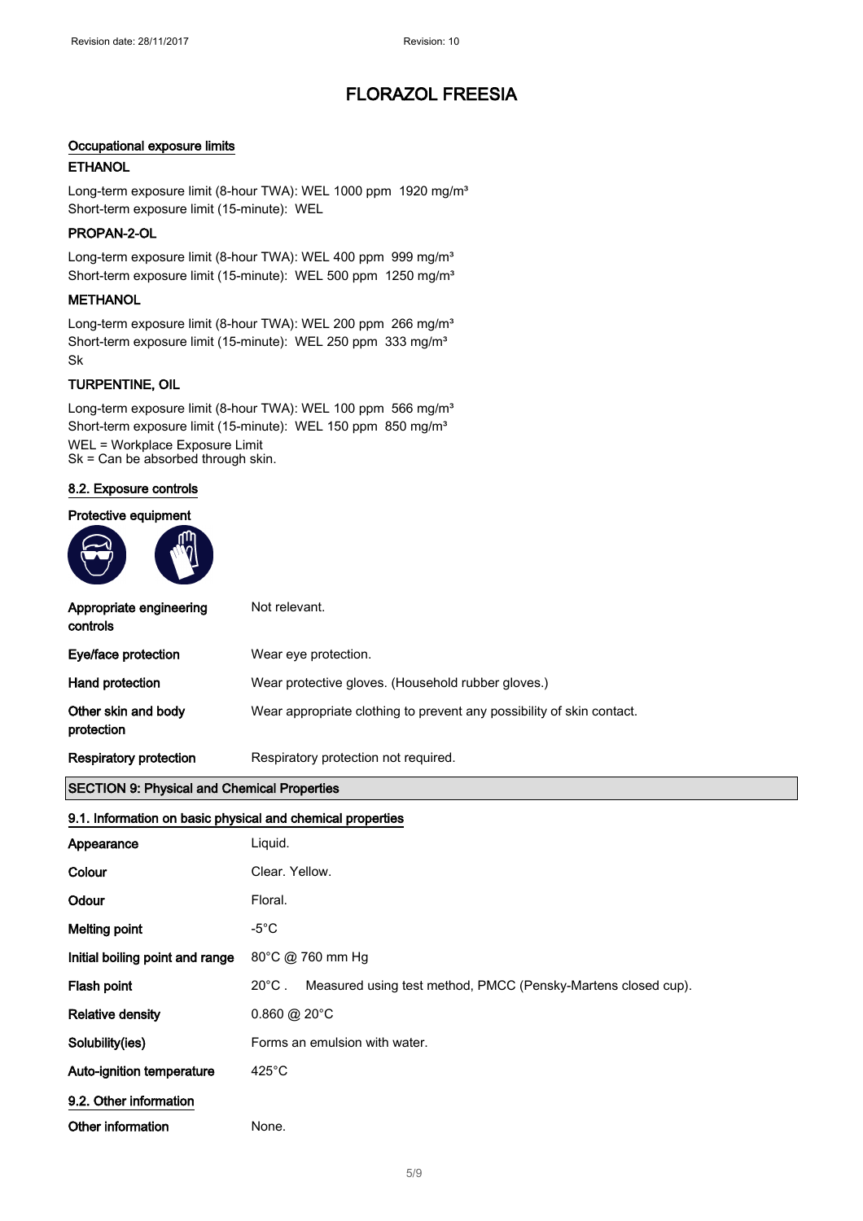# FLORAZOL FREESIA

**Occupational exposure limits**

### ETHANOL

Long-term exposure limit (8-hour TWA): WEL 1000 ppm 1920 mg/m³
Short-term exposure limit (15-minute): WEL

### PROPAN-2-OL

Long-term exposure limit (8-hour TWA): WEL 400 ppm 999 mg/m³
Short-term exposure limit (15-minute): WEL 500 ppm 1250 mg/m³

### METHANOL

Long-term exposure limit (8-hour TWA): WEL 200 ppm 266 mg/m³
Short-term exposure limit (15-minute): WEL 250 ppm 333 mg/m³
Sk

### TURPENTINE, OIL

Long-term exposure limit (8-hour TWA): WEL 100 ppm 566 mg/m³
Short-term exposure limit (15-minute): WEL 150 ppm 850 mg/m³
WEL = Workplace Exposure Limit
Sk = Can be absorbed through skin.

## 8.2. Exposure controls

**Protective equipment**

| | |
|---|---|
| **Appropriate engineering controls** | Not relevant. |
| **Eye/face protection** | Wear eye protection. |
| **Hand protection** | Wear protective gloves. (Household rubber gloves.) |
| **Other skin and body protection** | Wear appropriate clothing to prevent any possibility of skin contact. |
| **Respiratory protection** | Respiratory protection not required. |

## SECTION 9: Physical and Chemical Properties

### 9.1. Information on basic physical and chemical properties

| | |
|---|---|
| **Appearance** | Liquid. |
| **Colour** | Clear. Yellow. |
| **Odour** | Floral. |
| **Melting point** | -5°C |
| **Initial boiling point and range** | 80°C @ 760 mm Hg |
| **Flash point** | 20°C . Measured using test method, PMCC (Pensky-Martens closed cup). |
| **Relative density** | 0.860 @ 20°C |
| **Solubility(ies)** | Forms an emulsion with water. |
| **Auto-ignition temperature** | 425°C |

### 9.2. Other information

| | |
|---|---|
| **Other information** | None. |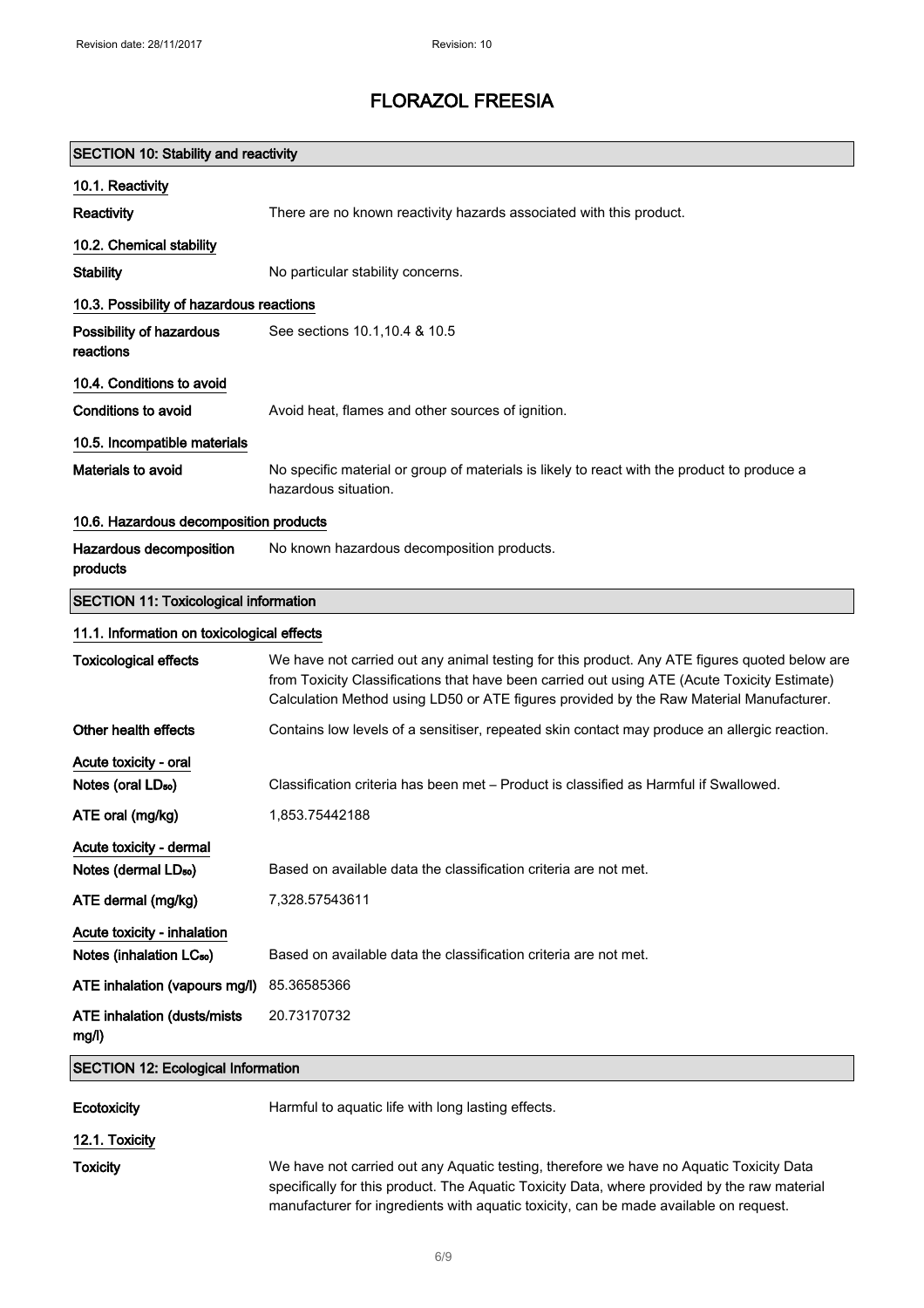# FLORAZOL FREESIA

## SECTION 10: Stability and reactivity

### 10.1. Reactivity

| | |
|---|---|
| **Reactivity** | There are no known reactivity hazards associated with this product. |

### 10.2. Chemical stability

| | |
|---|---|
| **Stability** | No particular stability concerns. |

### 10.3. Possibility of hazardous reactions

| | |
|---|---|
| **Possibility of hazardous reactions** | See sections 10.1,10.4 & 10.5 |

### 10.4. Conditions to avoid

| | |
|---|---|
| **Conditions to avoid** | Avoid heat, flames and other sources of ignition. |

### 10.5. Incompatible materials

| | |
|---|---|
| **Materials to avoid** | No specific material or group of materials is likely to react with the product to produce a hazardous situation. |

### 10.6. Hazardous decomposition products

| | |
|---|---|
| **Hazardous decomposition products** | No known hazardous decomposition products. |

## SECTION 11: Toxicological information

### 11.1. Information on toxicological effects

| | |
|---|---|
| **Toxicological effects** | We have not carried out any animal testing for this product. Any ATE figures quoted below are from Toxicity Classifications that have been carried out using ATE (Acute Toxicity Estimate) Calculation Method using LD50 or ATE figures provided by the Raw Material Manufacturer. |
| **Other health effects** | Contains low levels of a sensitiser, repeated skin contact may produce an allergic reaction. |

**Acute toxicity - oral**

| | |
|---|---|
| **Notes (oral $LD_{50}$)** | Classification criteria has been met – Product is classified as Harmful if Swallowed. |
| **ATE oral (mg/kg)** | 1,853.75442188 |

**Acute toxicity - dermal**

| | |
|---|---|
| **Notes (dermal $LD_{50}$)** | Based on available data the classification criteria are not met. |
| **ATE dermal (mg/kg)** | 7,328.57543611 |

**Acute toxicity - inhalation**

| | |
|---|---|
| **Notes (inhalation $LC_{50}$)** | Based on available data the classification criteria are not met. |
| **ATE inhalation (vapours mg/l)** | 85.36585366 |
| **ATE inhalation (dusts/mists mg/l)** | 20.73170732 |

## SECTION 12: Ecological Information

| | |
|---|---|
| **Ecotoxicity** | Harmful to aquatic life with long lasting effects. |

### 12.1. Toxicity

| | |
|---|---|
| **Toxicity** | We have not carried out any Aquatic testing, therefore we have no Aquatic Toxicity Data specifically for this product. The Aquatic Toxicity Data, where provided by the raw material manufacturer for ingredients with aquatic toxicity, can be made available on request. |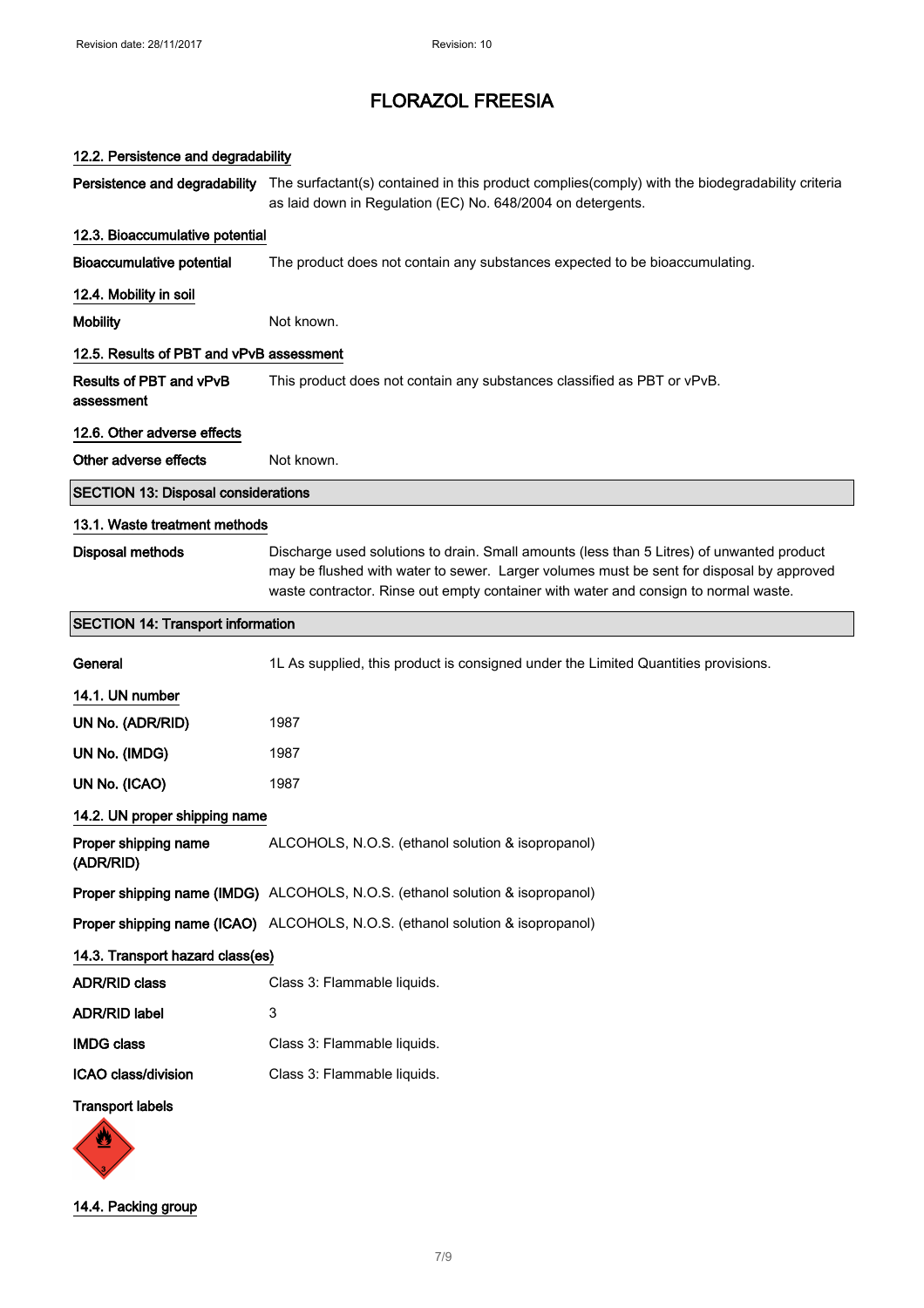# FLORAZOL FREESIA

### 12.2. Persistence and degradability

**Persistence and degradability** The surfactant(s) contained in this product complies(comply) with the biodegradability criteria as laid down in Regulation (EC) No. 648/2004 on detergents.

### 12.3. Bioaccumulative potential

**Bioaccumulative potential** The product does not contain any substances expected to be bioaccumulating.

### 12.4. Mobility in soil

**Mobility** Not known.

### 12.5. Results of PBT and vPvB assessment

**Results of PBT and vPvB assessment** This product does not contain any substances classified as PBT or vPvB.

### 12.6. Other adverse effects

**Other adverse effects** Not known.

## SECTION 13: Disposal considerations

### 13.1. Waste treatment methods

**Disposal methods** Discharge used solutions to drain. Small amounts (less than 5 Litres) of unwanted product may be flushed with water to sewer. Larger volumes must be sent for disposal by approved waste contractor. Rinse out empty container with water and consign to normal waste.

## SECTION 14: Transport information

**General** 1L As supplied, this product is consigned under the Limited Quantities provisions.

### 14.1. UN number

**UN No. (ADR/RID)** 1987

**UN No. (IMDG)** 1987

**UN No. (ICAO)** 1987

### 14.2. UN proper shipping name

**Proper shipping name (ADR/RID)** ALCOHOLS, N.O.S. (ethanol solution & isopropanol)

**Proper shipping name (IMDG)** ALCOHOLS, N.O.S. (ethanol solution & isopropanol)

**Proper shipping name (ICAO)** ALCOHOLS, N.O.S. (ethanol solution & isopropanol)

### 14.3. Transport hazard class(es)

**ADR/RID class** Class 3: Flammable liquids.

**ADR/RID label** 3

**IMDG class** Class 3: Flammable liquids.

**ICAO class/division** Class 3: Flammable liquids.

**Transport labels**

### 14.4. Packing group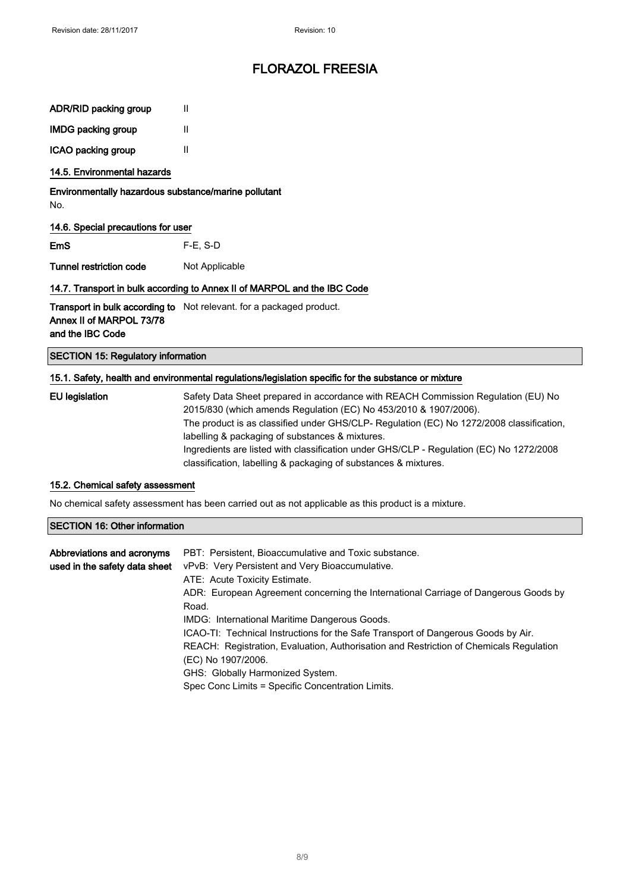| | |
|---|---|
| **ADR/RID packing group** | II |
| **IMDG packing group** | II |
| **ICAO packing group** | II |

### 14.5. Environmental hazards

**Environmentally hazardous substance/marine pollutant**

No.

### 14.6. Special precautions for user

| | |
|---|---|
| **EmS** | F-E, S-D |
| **Tunnel restriction code** | Not Applicable |

### 14.7. Transport in bulk according to Annex II of MARPOL and the IBC Code

| | |
|---|---|
| **Transport in bulk according to Annex II of MARPOL 73/78 and the IBC Code** | Not relevant. for a packaged product. |

## SECTION 15: Regulatory information

### 15.1. Safety, health and environmental regulations/legislation specific for the substance or mixture

| | |
|---|---|
| **EU legislation** | Safety Data Sheet prepared in accordance with REACH Commission Regulation (EU) No 2015/830 (which amends Regulation (EC) No 453/2010 & 1907/2006).<br>The product is as classified under GHS/CLP- Regulation (EC) No 1272/2008 classification, labelling & packaging of substances & mixtures.<br>Ingredients are listed with classification under GHS/CLP - Regulation (EC) No 1272/2008 classification, labelling & packaging of substances & mixtures. |

### 15.2. Chemical safety assessment

No chemical safety assessment has been carried out as not applicable as this product is a mixture.

## SECTION 16: Other information

| | |
|---|---|
| **Abbreviations and acronyms used in the safety data sheet** | PBT: Persistent, Bioaccumulative and Toxic substance.<br>vPvB: Very Persistent and Very Bioaccumulative.<br>ATE: Acute Toxicity Estimate.<br>ADR: European Agreement concerning the International Carriage of Dangerous Goods by Road.<br>IMDG: International Maritime Dangerous Goods.<br>ICAO-TI: Technical Instructions for the Safe Transport of Dangerous Goods by Air.<br>REACH: Registration, Evaluation, Authorisation and Restriction of Chemicals Regulation (EC) No 1907/2006.<br>GHS: Globally Harmonized System.<br>Spec Conc Limits = Specific Concentration Limits. |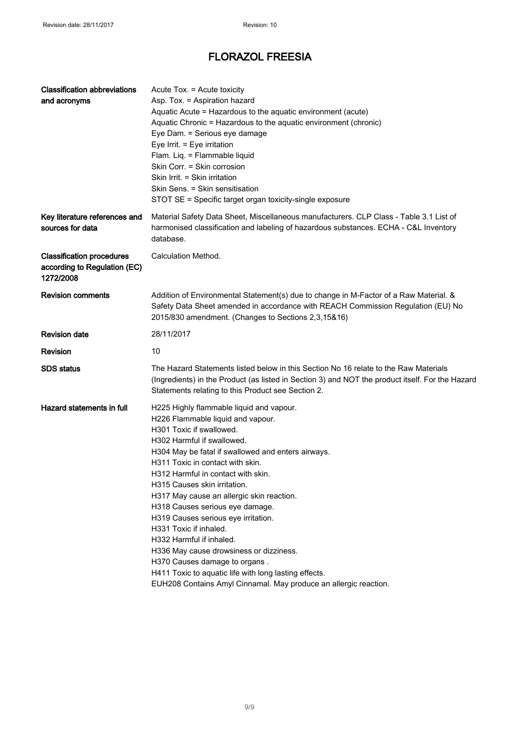# FLORAZOL FREESIA

| | |
|---|---|
| **Classification abbreviations and acronyms** | Acute Tox. = Acute toxicity<br>Asp. Tox. = Aspiration hazard<br>Aquatic Acute = Hazardous to the aquatic environment (acute)<br>Aquatic Chronic = Hazardous to the aquatic environment (chronic)<br>Eye Dam. = Serious eye damage<br>Eye Irrit. = Eye irritation<br>Flam. Liq. = Flammable liquid<br>Skin Corr. = Skin corrosion<br>Skin Irrit. = Skin irritation<br>Skin Sens. = Skin sensitisation<br>STOT SE = Specific target organ toxicity-single exposure |
| **Key literature references and sources for data** | Material Safety Data Sheet, Miscellaneous manufacturers. CLP Class - Table 3.1 List of harmonised classification and labeling of hazardous substances. ECHA - C&L Inventory database. |
| **Classification procedures according to Regulation (EC) 1272/2008** | Calculation Method. |
| **Revision comments** | Addition of Environmental Statement(s) due to change in M-Factor of a Raw Material. & Safety Data Sheet amended in accordance with REACH Commission Regulation (EU) No 2015/830 amendment. (Changes to Sections 2,3,15&16) |
| **Revision date** | 28/11/2017 |
| **Revision** | 10 |
| **SDS status** | The Hazard Statements listed below in this Section No 16 relate to the Raw Materials (Ingredients) in the Product (as listed in Section 3) and NOT the product itself. For the Hazard Statements relating to this Product see Section 2. |
| **Hazard statements in full** | H225 Highly flammable liquid and vapour.<br>H226 Flammable liquid and vapour.<br>H301 Toxic if swallowed.<br>H302 Harmful if swallowed.<br>H304 May be fatal if swallowed and enters airways.<br>H311 Toxic in contact with skin.<br>H312 Harmful in contact with skin.<br>H315 Causes skin irritation.<br>H317 May cause an allergic skin reaction.<br>H318 Causes serious eye damage.<br>H319 Causes serious eye irritation.<br>H331 Toxic if inhaled.<br>H332 Harmful if inhaled.<br>H336 May cause drowsiness or dizziness.<br>H370 Causes damage to organs .<br>H411 Toxic to aquatic life with long lasting effects.<br>EUH208 Contains Amyl Cinnamal. May produce an allergic reaction. |